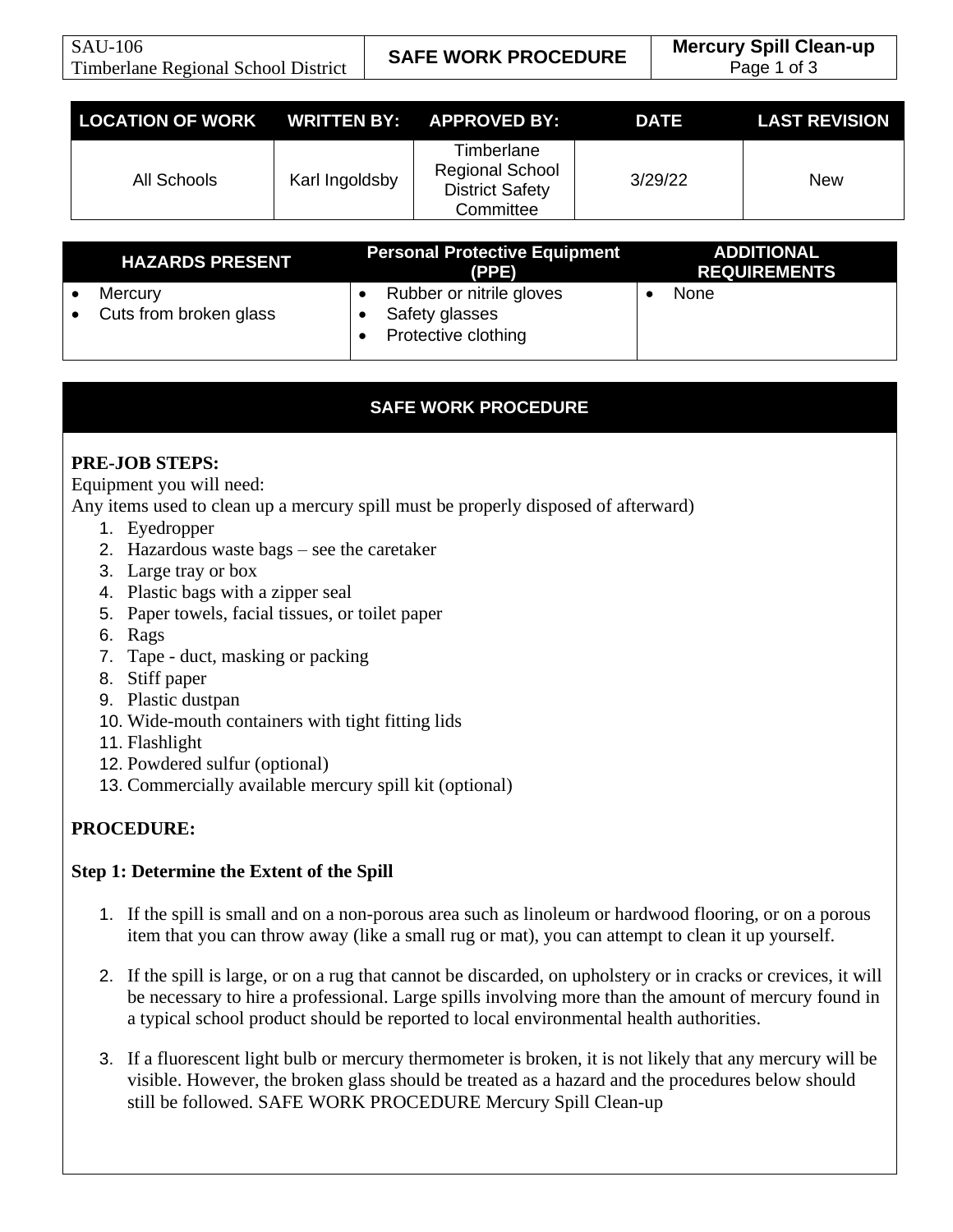| LOCATION OF WORK | WRITTEN BY: | APPROVED BY: | DATE | LAST REVISION |
|---|---|---|---|---|
| All Schools | Karl Ingoldsby | Timberlane Regional School District Safety Committee | 3/29/22 | New |

| HAZARDS PRESENT | Personal Protective Equipment (PPE) | ADDITIONAL REQUIREMENTS |
|---|---|---|
| • Mercury<br>• Cuts from broken glass | • Rubber or nitrile gloves<br>• Safety glasses<br>• Protective clothing | • None |

## SAFE WORK PROCEDURE

**PRE-JOB STEPS:**

Equipment you will need:

Any items used to clean up a mercury spill must be properly disposed of afterward)

1. Eyedropper
2. Hazardous waste bags – see the caretaker
3. Large tray or box
4. Plastic bags with a zipper seal
5. Paper towels, facial tissues, or toilet paper
6. Rags
7. Tape - duct, masking or packing
8. Stiff paper
9. Plastic dustpan
10. Wide-mouth containers with tight fitting lids
11. Flashlight
12. Powdered sulfur (optional)
13. Commercially available mercury spill kit (optional)

**PROCEDURE:**

**Step 1: Determine the Extent of the Spill**

1. If the spill is small and on a non-porous area such as linoleum or hardwood flooring, or on a porous item that you can throw away (like a small rug or mat), you can attempt to clean it up yourself.

2. If the spill is large, or on a rug that cannot be discarded, on upholstery or in cracks or crevices, it will be necessary to hire a professional. Large spills involving more than the amount of mercury found in a typical school product should be reported to local environmental health authorities.

3. If a fluorescent light bulb or mercury thermometer is broken, it is not likely that any mercury will be visible. However, the broken glass should be treated as a hazard and the procedures below should still be followed. SAFE WORK PROCEDURE Mercury Spill Clean-up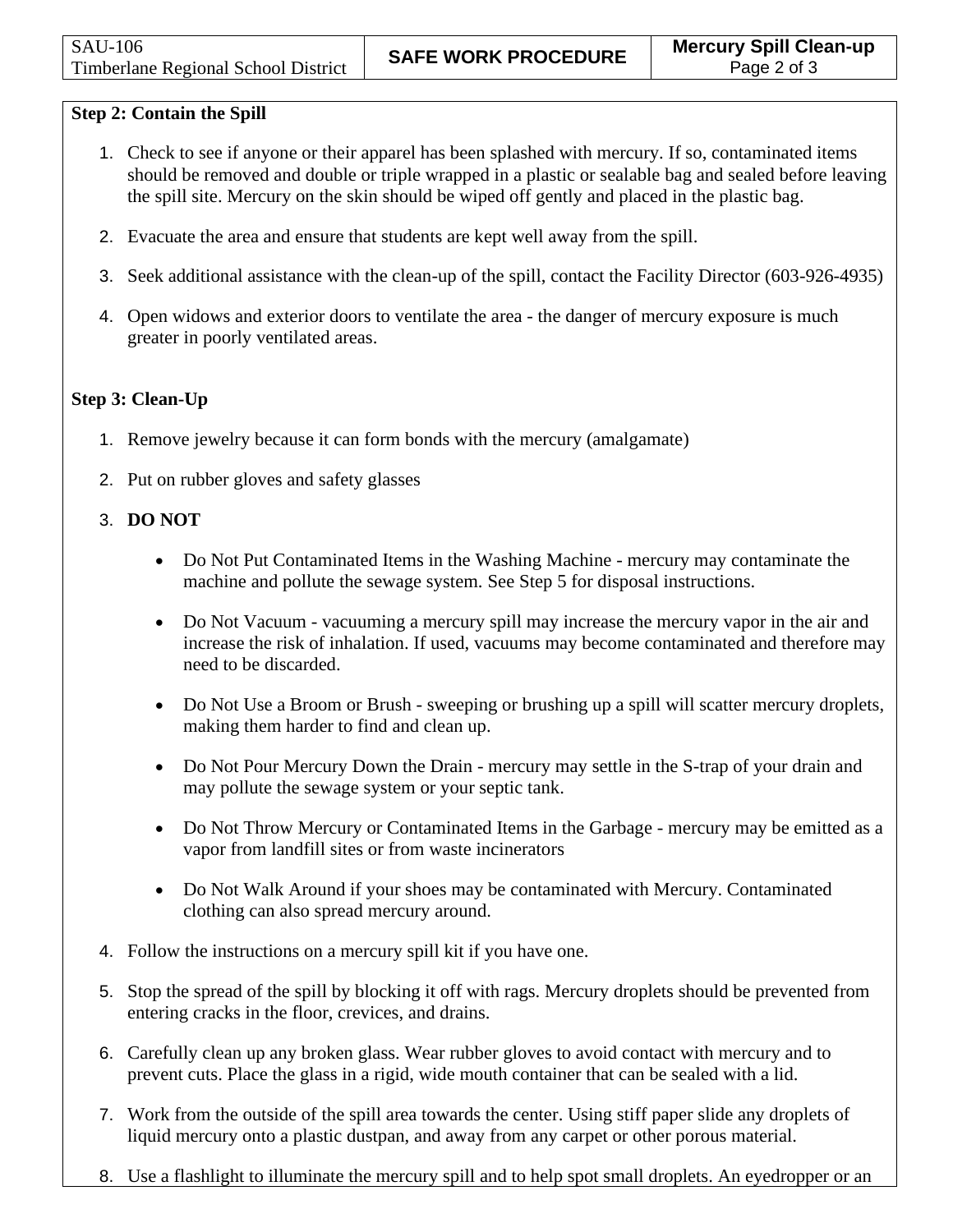**Step 2: Contain the Spill**

1. Check to see if anyone or their apparel has been splashed with mercury. If so, contaminated items should be removed and double or triple wrapped in a plastic or sealable bag and sealed before leaving the spill site. Mercury on the skin should be wiped off gently and placed in the plastic bag.

2. Evacuate the area and ensure that students are kept well away from the spill.

3. Seek additional assistance with the clean-up of the spill, contact the Facility Director (603-926-4935)

4. Open widows and exterior doors to ventilate the area - the danger of mercury exposure is much greater in poorly ventilated areas.

**Step 3: Clean-Up**

1. Remove jewelry because it can form bonds with the mercury (amalgamate)

2. Put on rubber gloves and safety glasses

3. **DO NOT**

   - Do Not Put Contaminated Items in the Washing Machine - mercury may contaminate the machine and pollute the sewage system. See Step 5 for disposal instructions.

   - Do Not Vacuum - vacuuming a mercury spill may increase the mercury vapor in the air and increase the risk of inhalation. If used, vacuums may become contaminated and therefore may need to be discarded.

   - Do Not Use a Broom or Brush - sweeping or brushing up a spill will scatter mercury droplets, making them harder to find and clean up.

   - Do Not Pour Mercury Down the Drain - mercury may settle in the S-trap of your drain and may pollute the sewage system or your septic tank.

   - Do Not Throw Mercury or Contaminated Items in the Garbage - mercury may be emitted as a vapor from landfill sites or from waste incinerators

   - Do Not Walk Around if your shoes may be contaminated with Mercury. Contaminated clothing can also spread mercury around.

4. Follow the instructions on a mercury spill kit if you have one.

5. Stop the spread of the spill by blocking it off with rags. Mercury droplets should be prevented from entering cracks in the floor, crevices, and drains.

6. Carefully clean up any broken glass. Wear rubber gloves to avoid contact with mercury and to prevent cuts. Place the glass in a rigid, wide mouth container that can be sealed with a lid.

7. Work from the outside of the spill area towards the center. Using stiff paper slide any droplets of liquid mercury onto a plastic dustpan, and away from any carpet or other porous material.

8. Use a flashlight to illuminate the mercury spill and to help spot small droplets. An eyedropper or an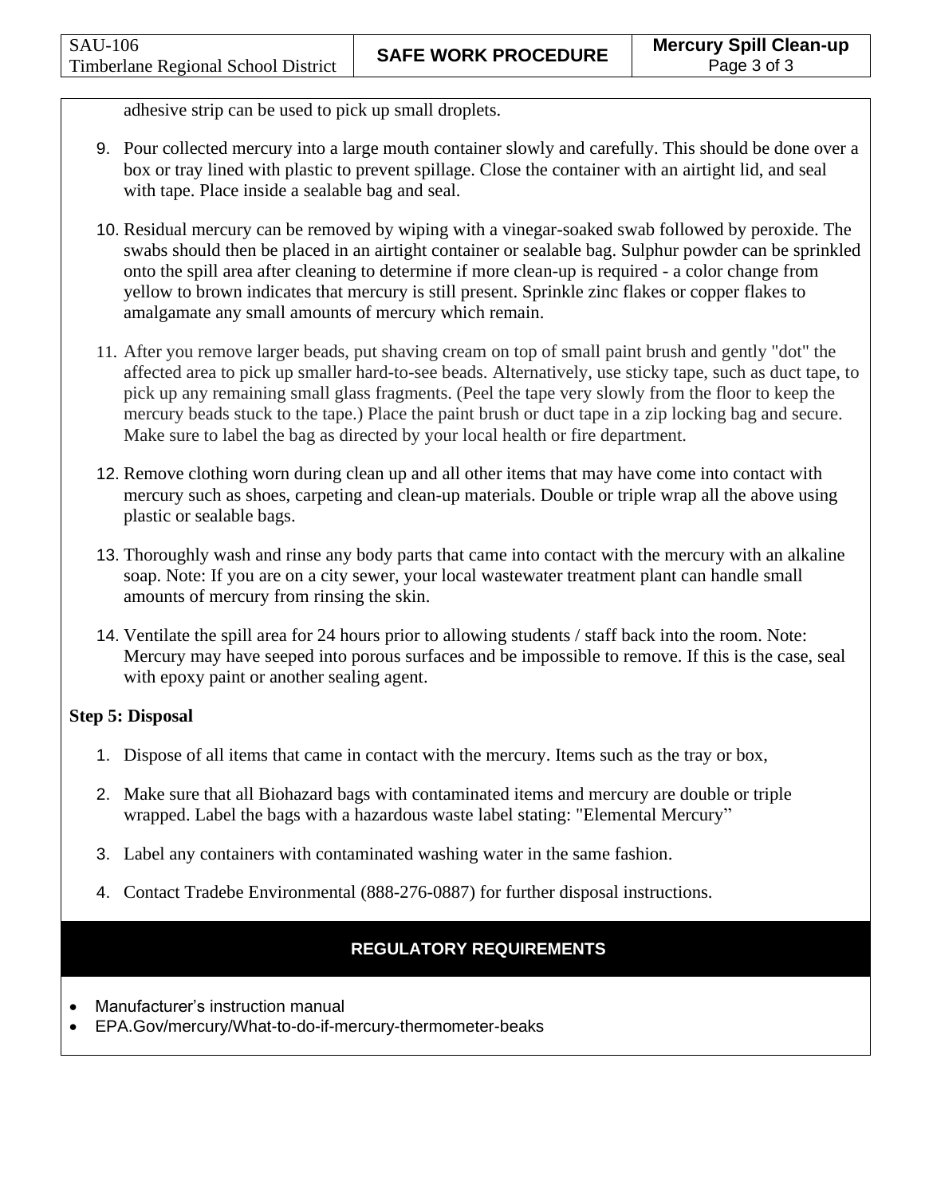adhesive strip can be used to pick up small droplets.

9. Pour collected mercury into a large mouth container slowly and carefully. This should be done over a box or tray lined with plastic to prevent spillage. Close the container with an airtight lid, and seal with tape. Place inside a sealable bag and seal.

10. Residual mercury can be removed by wiping with a vinegar-soaked swab followed by peroxide. The swabs should then be placed in an airtight container or sealable bag. Sulphur powder can be sprinkled onto the spill area after cleaning to determine if more clean-up is required - a color change from yellow to brown indicates that mercury is still present. Sprinkle zinc flakes or copper flakes to amalgamate any small amounts of mercury which remain.

11. After you remove larger beads, put shaving cream on top of small paint brush and gently "dot" the affected area to pick up smaller hard-to-see beads. Alternatively, use sticky tape, such as duct tape, to pick up any remaining small glass fragments. (Peel the tape very slowly from the floor to keep the mercury beads stuck to the tape.) Place the paint brush or duct tape in a zip locking bag and secure. Make sure to label the bag as directed by your local health or fire department.

12. Remove clothing worn during clean up and all other items that may have come into contact with mercury such as shoes, carpeting and clean-up materials. Double or triple wrap all the above using plastic or sealable bags.

13. Thoroughly wash and rinse any body parts that came into contact with the mercury with an alkaline soap. Note: If you are on a city sewer, your local wastewater treatment plant can handle small amounts of mercury from rinsing the skin.

14. Ventilate the spill area for 24 hours prior to allowing students / staff back into the room. Note: Mercury may have seeped into porous surfaces and be impossible to remove. If this is the case, seal with epoxy paint or another sealing agent.

**Step 5: Disposal**

1. Dispose of all items that came in contact with the mercury. Items such as the tray or box,
2. Make sure that all Biohazard bags with contaminated items and mercury are double or triple wrapped. Label the bags with a hazardous waste label stating: "Elemental Mercury"
3. Label any containers with contaminated washing water in the same fashion.
4. Contact Tradebe Environmental (888-276-0887) for further disposal instructions.

## REGULATORY REQUIREMENTS

- Manufacturer's instruction manual
- EPA.Gov/mercury/What-to-do-if-mercury-thermometer-beaks